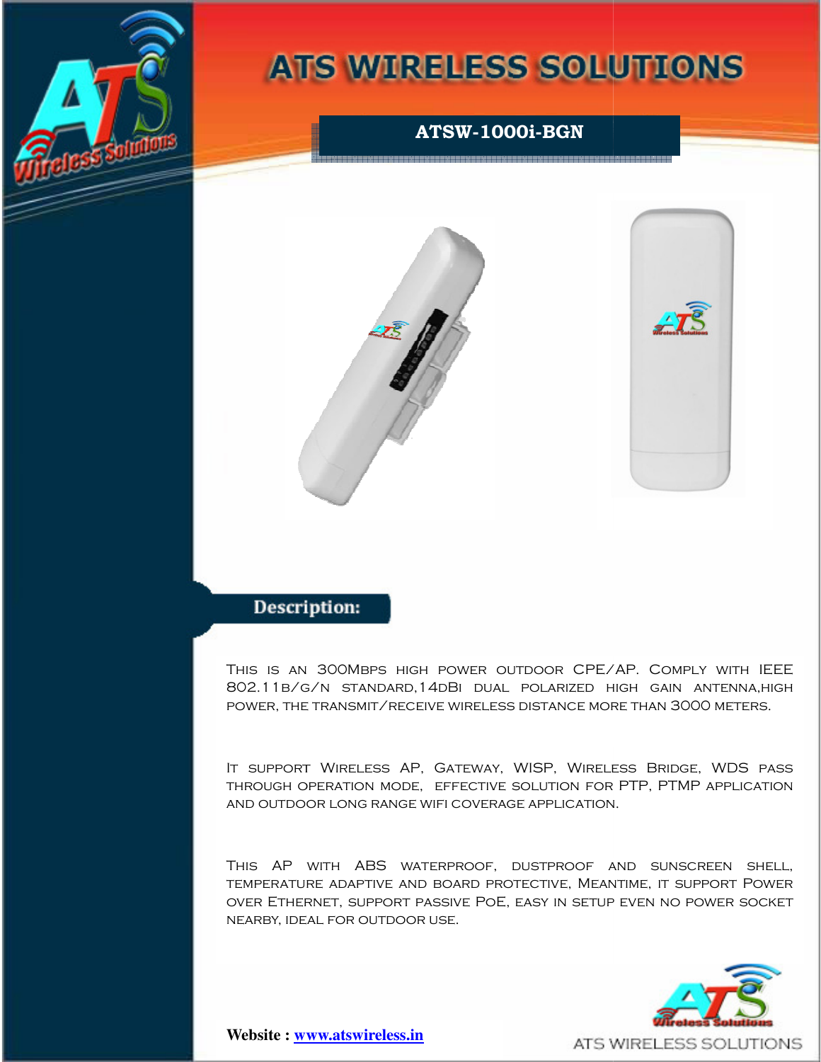# ATS WIRELESS SOLUTIONS

## ATSW-1000i-BGN

## Description:

This is an 300Mbps high power outdoor CPE/AP. Comply with IEEE 802.11b/g/n standard,14dBi dual polarized high gain antenna,high power, the transmit/receive wireless distance more than 3000 meters.

It support Wireless AP, Gateway, WISP, Wireless Bridge, WDS pass through operation mode, effective solution for PTP, PTMP application and outdoor long range wifi coverage application.

This AP with ABS waterproof, dustproof and sunscreen shell, temperature adaptive and board protective, Meantime, it support Power over Ethernet, support passive PoE, easy in setup even no power socket nearby, ideal for outdoor use.

**Website : [www.atswireless.in](http://www.atswireless.in)**

ATS WIRELESS SOLUTIONS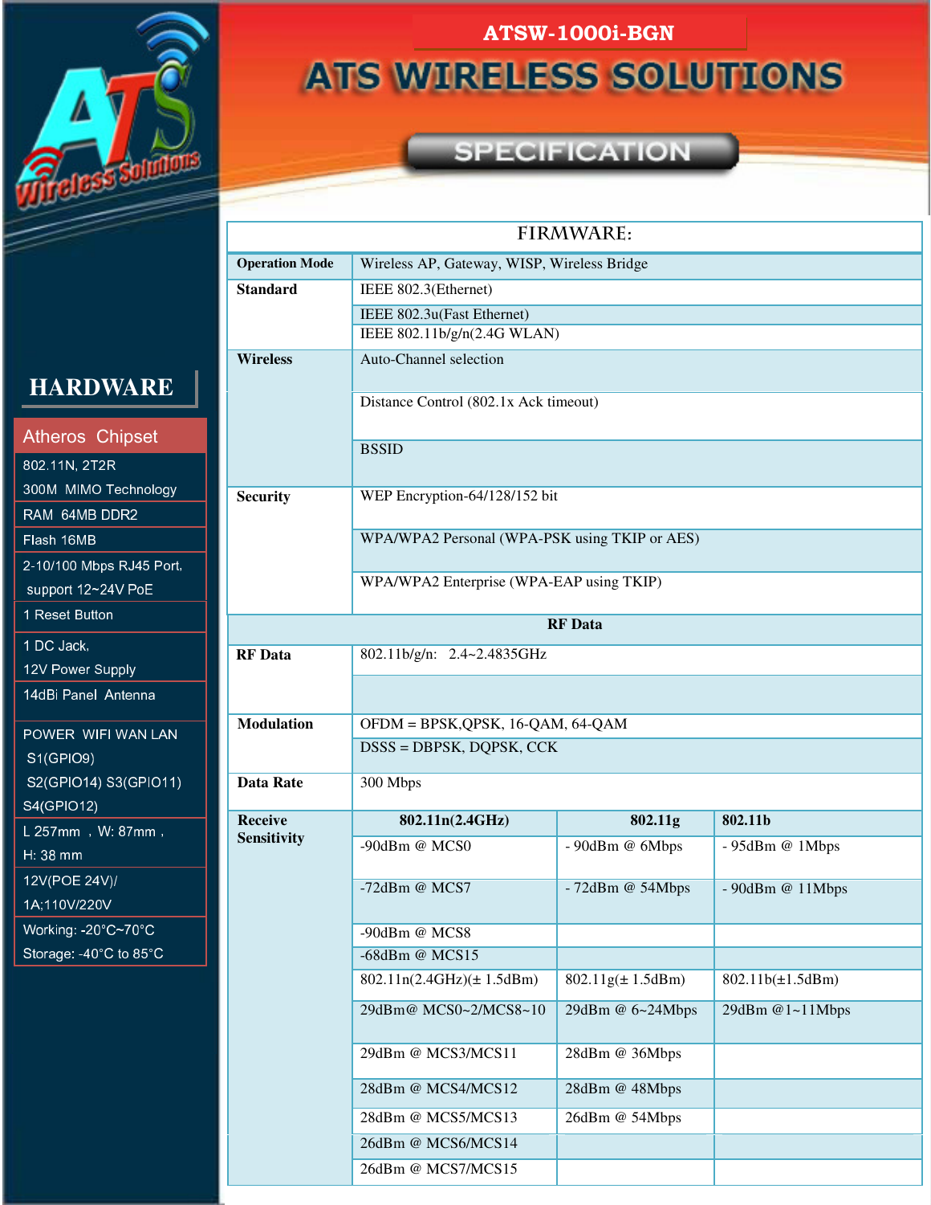# ATSW-1000i-BGN

# ATS WIRELESS SOLUTIONS

## SPECIFICATION

## HARDWARE

| Atheros Chipset |
|---|
| 802.11N, 2T2R 300M MIMO Technology |
| RAM 64MB DDR2 |
| Flash 16MB |
| 2-10/100 Mbps RJ45 Port, support 12~24V PoE |
| 1 Reset Button |
| 1 DC Jack, 12V Power Supply |
| 14dBi Panel Antenna |
| POWER WIFI WAN LAN S1(GPIO9) S2(GPIO14) S3(GPIO11) S4(GPIO12) |
| L 257mm , W: 87mm , H: 38 mm |
| 12V(POE 24V)/ 1A;110V/220V |
| Working: -20°C~70°C Storage: -40°C to 85°C |

## FIRMWARE:

| | | | |
|---|---|---|---|
| **Operation Mode** | Wireless AP, Gateway, WISP, Wireless Bridge | | |
| **Standard** | IEEE 802.3(Ethernet) | | |
| | IEEE 802.3u(Fast Ethernet) | | |
| | IEEE 802.11b/g/n(2.4G WLAN) | | |
| **Wireless** | Auto-Channel selection | | |
| | Distance Control (802.1x Ack timeout) | | |
| | BSSID | | |
| **Security** | WEP Encryption-64/128/152 bit | | |
| | WPA/WPA2 Personal (WPA-PSK using TKIP or AES) | | |
| | WPA/WPA2 Enterprise (WPA-EAP using TKIP) | | |
| **RF Data** | | | |
| **RF Data** | 802.11b/g/n: 2.4~2.4835GHz | | |
| **Modulation** | OFDM = BPSK,QPSK, 16-QAM, 64-QAM | | |
| | DSSS = DBPSK, DQPSK, CCK | | |
| **Data Rate** | 300 Mbps | | |
| **Receive Sensitivity** | **802.11n(2.4GHz)** | **802.11g** | **802.11b** |
| | -90dBm @ MCS0 | - 90dBm @ 6Mbps | - 95dBm @ 1Mbps |
| | -72dBm @ MCS7 | - 72dBm @ 54Mbps | - 90dBm @ 11Mbps |
| | -90dBm @ MCS8 | | |
| | -68dBm @ MCS15 | | |
| | 802.11n(2.4GHz)(± 1.5dBm) | 802.11g(± 1.5dBm) | 802.11b(±1.5dBm) |
| | 29dBm@ MCS0~2/MCS8~10 | 29dBm @ 6~24Mbps | 29dBm @1~11Mbps |
| | 29dBm @ MCS3/MCS11 | 28dBm @ 36Mbps | |
| | 28dBm @ MCS4/MCS12 | 28dBm @ 48Mbps | |
| | 28dBm @ MCS5/MCS13 | 26dBm @ 54Mbps | |
| | 26dBm @ MCS6/MCS14 | | |
| | 26dBm @ MCS7/MCS15 | | |